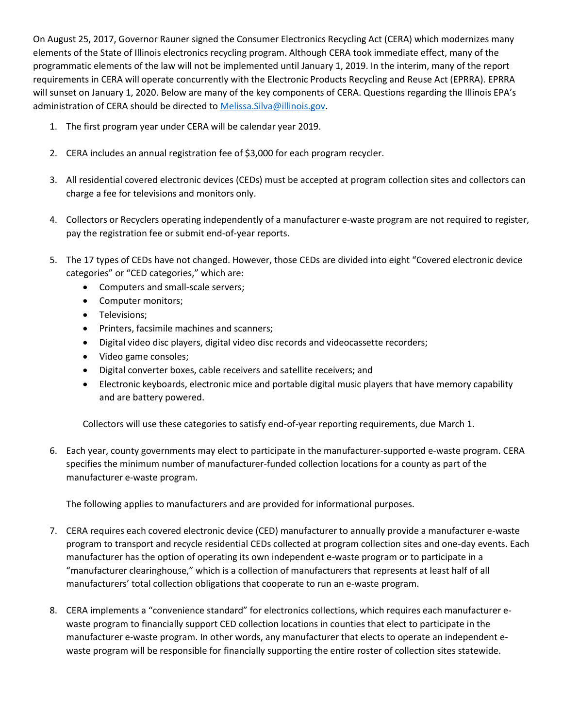On August 25, 2017, Governor Rauner signed the Consumer Electronics Recycling Act (CERA) which modernizes many elements of the State of Illinois electronics recycling program. Although CERA took immediate effect, many of the programmatic elements of the law will not be implemented until January 1, 2019. In the interim, many of the report requirements in CERA will operate concurrently with the Electronic Products Recycling and Reuse Act (EPRRA). EPRRA will sunset on January 1, 2020. Below are many of the key components of CERA. Questions regarding the Illinois EPA's administration of CERA should be directed to [Melissa.Silva@illinois.gov](mailto:Melissa.Silva@illinois.gov).

1. The first program year under CERA will be calendar year 2019.

2. CERA includes an annual registration fee of $3,000 for each program recycler.

3. All residential covered electronic devices (CEDs) must be accepted at program collection sites and collectors can charge a fee for televisions and monitors only.

4. Collectors or Recyclers operating independently of a manufacturer e-waste program are not required to register, pay the registration fee or submit end-of-year reports.

5. The 17 types of CEDs have not changed. However, those CEDs are divided into eight "Covered electronic device categories" or "CED categories," which are:
   - Computers and small-scale servers;
   - Computer monitors;
   - Televisions;
   - Printers, facsimile machines and scanners;
   - Digital video disc players, digital video disc records and videocassette recorders;
   - Video game consoles;
   - Digital converter boxes, cable receivers and satellite receivers; and
   - Electronic keyboards, electronic mice and portable digital music players that have memory capability and are battery powered.

   Collectors will use these categories to satisfy end-of-year reporting requirements, due March 1.

6. Each year, county governments may elect to participate in the manufacturer-supported e-waste program. CERA specifies the minimum number of manufacturer-funded collection locations for a county as part of the manufacturer e-waste program.

   The following applies to manufacturers and are provided for informational purposes.

7. CERA requires each covered electronic device (CED) manufacturer to annually provide a manufacturer e-waste program to transport and recycle residential CEDs collected at program collection sites and one-day events. Each manufacturer has the option of operating its own independent e-waste program or to participate in a "manufacturer clearinghouse," which is a collection of manufacturers that represents at least half of all manufacturers' total collection obligations that cooperate to run an e-waste program.

8. CERA implements a "convenience standard" for electronics collections, which requires each manufacturer e-waste program to financially support CED collection locations in counties that elect to participate in the manufacturer e-waste program. In other words, any manufacturer that elects to operate an independent e-waste program will be responsible for financially supporting the entire roster of collection sites statewide.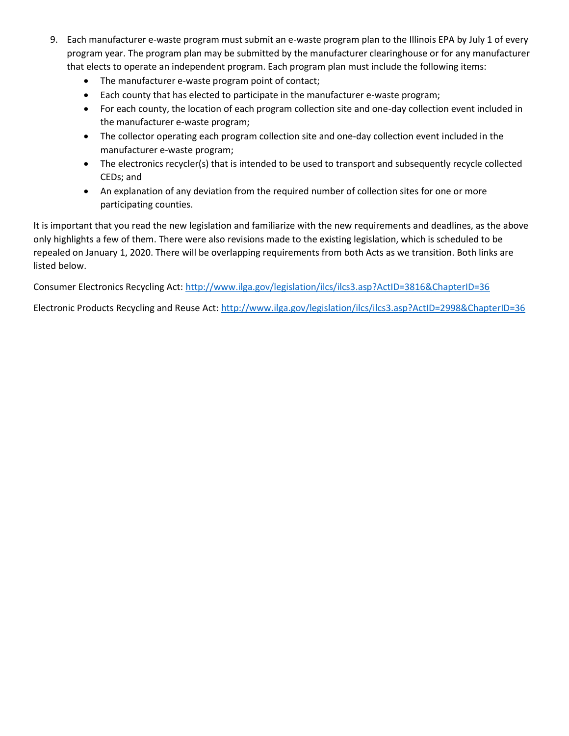9. Each manufacturer e-waste program must submit an e-waste program plan to the Illinois EPA by July 1 of every program year. The program plan may be submitted by the manufacturer clearinghouse or for any manufacturer that elects to operate an independent program. Each program plan must include the following items:
   - The manufacturer e-waste program point of contact;
   - Each county that has elected to participate in the manufacturer e-waste program;
   - For each county, the location of each program collection site and one-day collection event included in the manufacturer e-waste program;
   - The collector operating each program collection site and one-day collection event included in the manufacturer e-waste program;
   - The electronics recycler(s) that is intended to be used to transport and subsequently recycle collected CEDs; and
   - An explanation of any deviation from the required number of collection sites for one or more participating counties.

It is important that you read the new legislation and familiarize with the new requirements and deadlines, as the above only highlights a few of them. There were also revisions made to the existing legislation, which is scheduled to be repealed on January 1, 2020. There will be overlapping requirements from both Acts as we transition. Both links are listed below.

Consumer Electronics Recycling Act: [http://www.ilga.gov/legislation/ilcs/ilcs3.asp?ActID=3816&ChapterID=36](http://www.ilga.gov/legislation/ilcs/ilcs3.asp?ActID=3816&ChapterID=36)

Electronic Products Recycling and Reuse Act: [http://www.ilga.gov/legislation/ilcs/ilcs3.asp?ActID=2998&ChapterID=36](http://www.ilga.gov/legislation/ilcs/ilcs3.asp?ActID=2998&ChapterID=36)